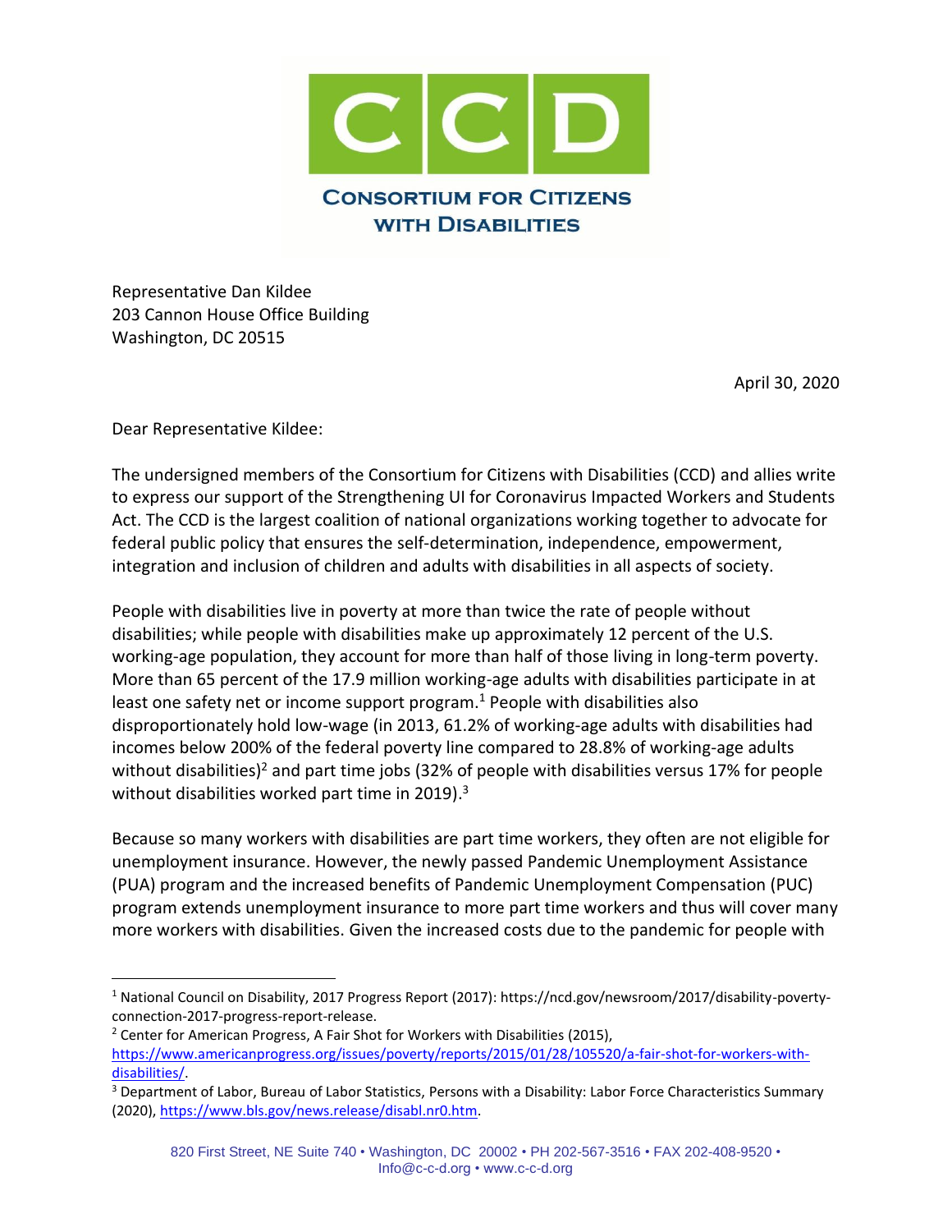CONSORTIUM FOR CITIZENS WITH DISABILITIES

Representative Dan Kildee
203 Cannon House Office Building
Washington, DC 20515

April 30, 2020

Dear Representative Kildee:

The undersigned members of the Consortium for Citizens with Disabilities (CCD) and allies write to express our support of the Strengthening UI for Coronavirus Impacted Workers and Students Act. The CCD is the largest coalition of national organizations working together to advocate for federal public policy that ensures the self-determination, independence, empowerment, integration and inclusion of children and adults with disabilities in all aspects of society.

People with disabilities live in poverty at more than twice the rate of people without disabilities; while people with disabilities make up approximately 12 percent of the U.S. working-age population, they account for more than half of those living in long-term poverty. More than 65 percent of the 17.9 million working-age adults with disabilities participate in at least one safety net or income support program.[1] People with disabilities also disproportionately hold low-wage (in 2013, 61.2% of working-age adults with disabilities had incomes below 200% of the federal poverty line compared to 28.8% of working-age adults without disabilities)[2] and part time jobs (32% of people with disabilities versus 17% for people without disabilities worked part time in 2019).[3]

Because so many workers with disabilities are part time workers, they often are not eligible for unemployment insurance. However, the newly passed Pandemic Unemployment Assistance (PUA) program and the increased benefits of Pandemic Unemployment Compensation (PUC) program extends unemployment insurance to more part time workers and thus will cover many more workers with disabilities. Given the increased costs due to the pandemic for people with

[1] National Council on Disability, 2017 Progress Report (2017): https://ncd.gov/newsroom/2017/disability-poverty-connection-2017-progress-report-release.

[2] Center for American Progress, A Fair Shot for Workers with Disabilities (2015), https://www.americanprogress.org/issues/poverty/reports/2015/01/28/105520/a-fair-shot-for-workers-with-disabilities/.

[3] Department of Labor, Bureau of Labor Statistics, Persons with a Disability: Labor Force Characteristics Summary (2020), https://www.bls.gov/news.release/disabl.nr0.htm.

820 First Street, NE Suite 740 • Washington, DC 20002 • PH 202-567-3516 • FAX 202-408-9520 • Info@c-c-d.org • www.c-c-d.org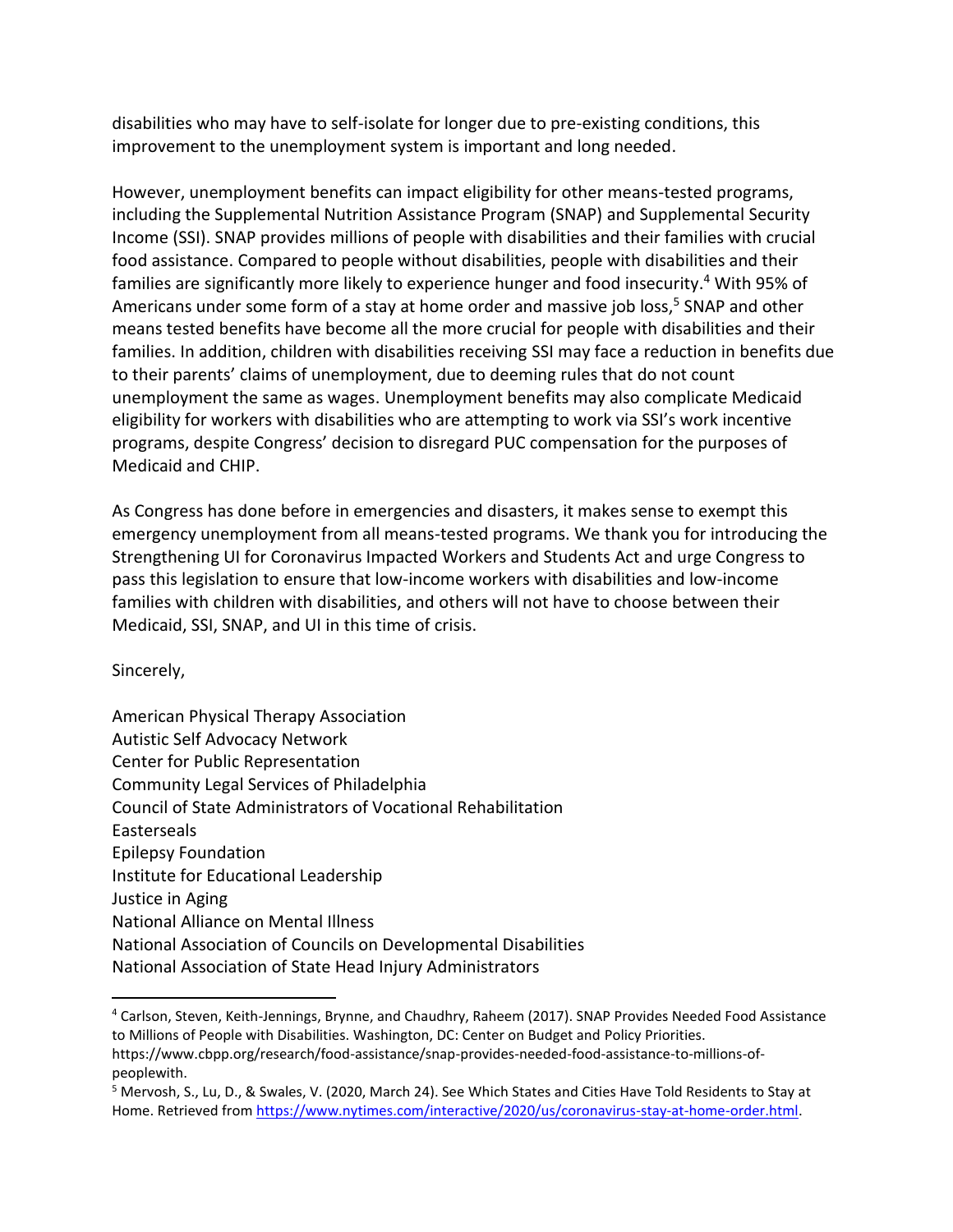disabilities who may have to self-isolate for longer due to pre-existing conditions, this improvement to the unemployment system is important and long needed.

However, unemployment benefits can impact eligibility for other means-tested programs, including the Supplemental Nutrition Assistance Program (SNAP) and Supplemental Security Income (SSI). SNAP provides millions of people with disabilities and their families with crucial food assistance. Compared to people without disabilities, people with disabilities and their families are significantly more likely to experience hunger and food insecurity.[4] With 95% of Americans under some form of a stay at home order and massive job loss,[5] SNAP and other means tested benefits have become all the more crucial for people with disabilities and their families. In addition, children with disabilities receiving SSI may face a reduction in benefits due to their parents' claims of unemployment, due to deeming rules that do not count unemployment the same as wages. Unemployment benefits may also complicate Medicaid eligibility for workers with disabilities who are attempting to work via SSI's work incentive programs, despite Congress' decision to disregard PUC compensation for the purposes of Medicaid and CHIP.

As Congress has done before in emergencies and disasters, it makes sense to exempt this emergency unemployment from all means-tested programs. We thank you for introducing the Strengthening UI for Coronavirus Impacted Workers and Students Act and urge Congress to pass this legislation to ensure that low-income workers with disabilities and low-income families with children with disabilities, and others will not have to choose between their Medicaid, SSI, SNAP, and UI in this time of crisis.

Sincerely,

American Physical Therapy Association
Autistic Self Advocacy Network
Center for Public Representation
Community Legal Services of Philadelphia
Council of State Administrators of Vocational Rehabilitation
Easterseals
Epilepsy Foundation
Institute for Educational Leadership
Justice in Aging
National Alliance on Mental Illness
National Association of Councils on Developmental Disabilities
National Association of State Head Injury Administrators

---

[4] Carlson, Steven, Keith-Jennings, Brynne, and Chaudhry, Raheem (2017). SNAP Provides Needed Food Assistance to Millions of People with Disabilities. Washington, DC: Center on Budget and Policy Priorities. https://www.cbpp.org/research/food-assistance/snap-provides-needed-food-assistance-to-millions-of-peoplewith.

[5] Mervosh, S., Lu, D., & Swales, V. (2020, March 24). See Which States and Cities Have Told Residents to Stay at Home. Retrieved from https://www.nytimes.com/interactive/2020/us/coronavirus-stay-at-home-order.html.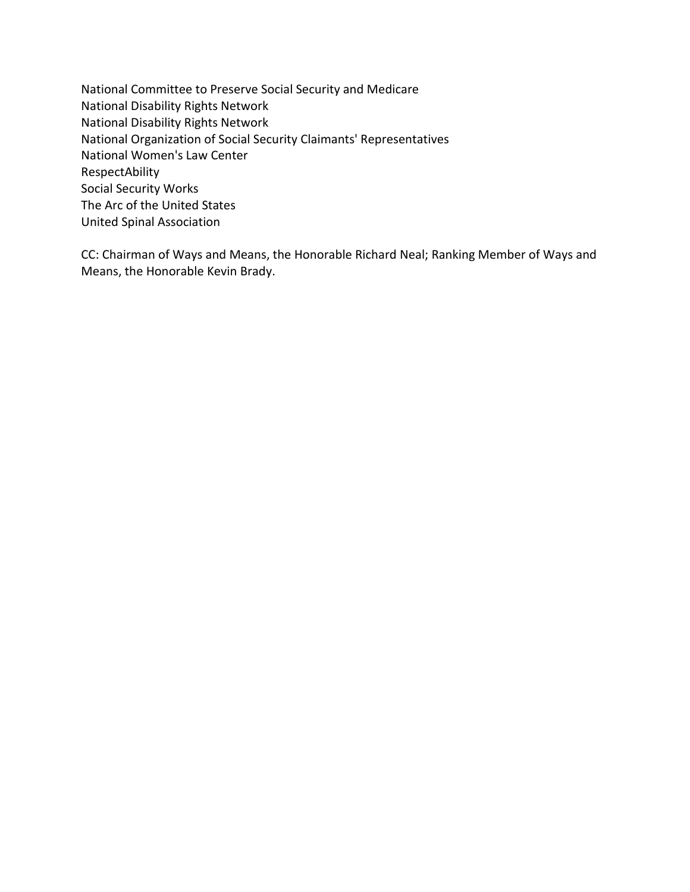National Committee to Preserve Social Security and Medicare
National Disability Rights Network
National Disability Rights Network
National Organization of Social Security Claimants' Representatives
National Women's Law Center
RespectAbility
Social Security Works
The Arc of the United States
United Spinal Association

CC: Chairman of Ways and Means, the Honorable Richard Neal; Ranking Member of Ways and Means, the Honorable Kevin Brady.